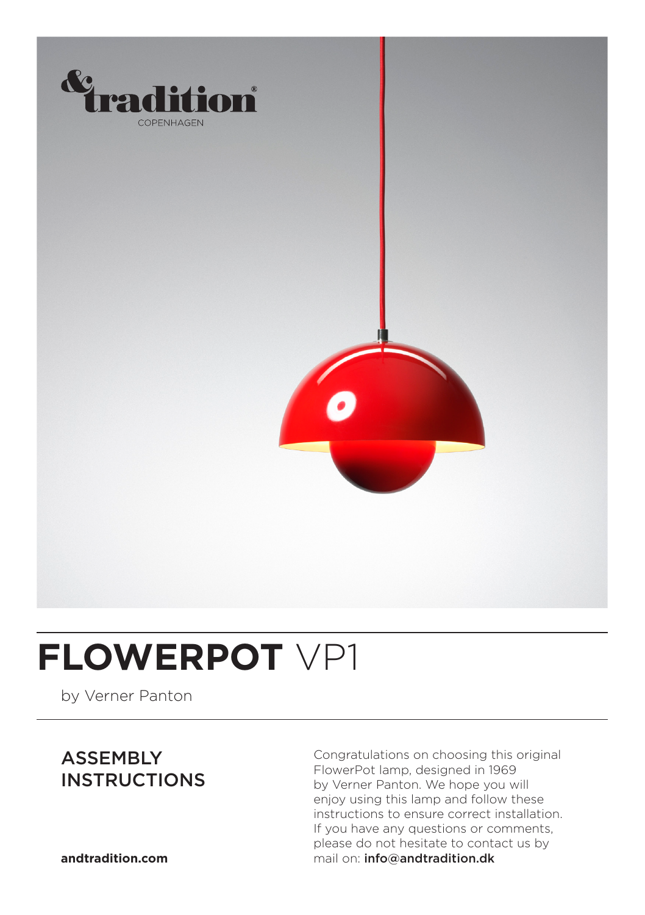&tradition®
COPENHAGEN

# FLOWERPOT VP1

by Verner Panton

## ASSEMBLY INSTRUCTIONS

Congratulations on choosing this original FlowerPot lamp, designed in 1969 by Verner Panton. We hope you will enjoy using this lamp and follow these instructions to ensure correct installation. If you have any questions or comments, please do not hesitate to contact us by mail on: **info@andtradition.dk**

**andtradition.com**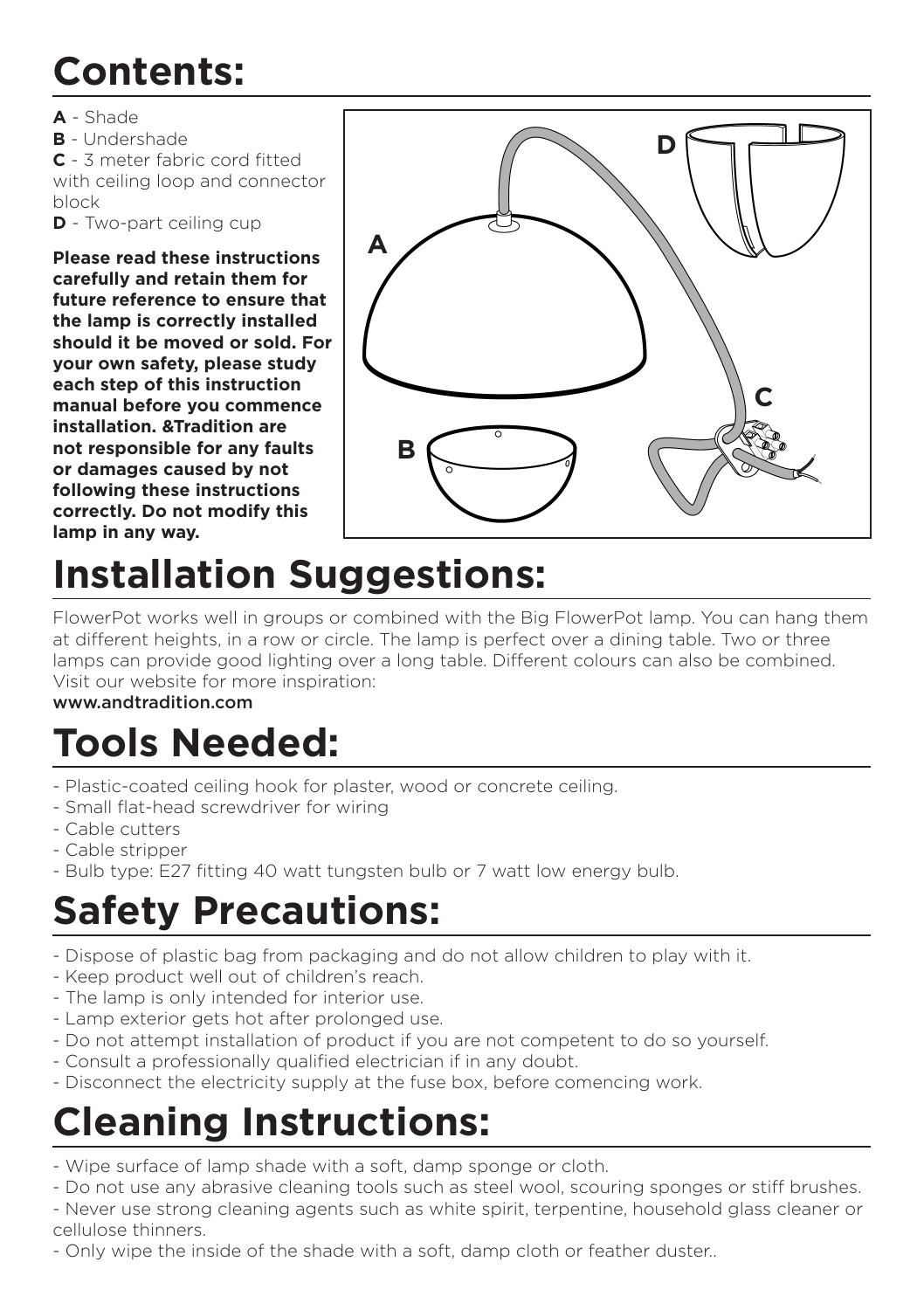# Contents:

**A** - Shade
**B** - Undershade
**C** - 3 meter fabric cord fitted with ceiling loop and connector block
**D** - Two-part ceiling cup

**Please read these instructions carefully and retain them for future reference to ensure that the lamp is correctly installed should it be moved or sold. For your own safety, please study each step of this instruction manual before you commence installation. &Tradition are not responsible for any faults or damages caused by not following these instructions correctly. Do not modify this lamp in any way.**

# Installation Suggestions:

FlowerPot works well in groups or combined with the Big FlowerPot lamp. You can hang them at different heights, in a row or circle. The lamp is perfect over a dining table. Two or three lamps can provide good lighting over a long table. Different colours can also be combined. Visit our website for more inspiration:
**www.andtradition.com**

# Tools Needed:

- Plastic-coated ceiling hook for plaster, wood or concrete ceiling.
- Small flat-head screwdriver for wiring
- Cable cutters
- Cable stripper
- Bulb type: E27 fitting 40 watt tungsten bulb or 7 watt low energy bulb.

# Safety Precautions:

- Dispose of plastic bag from packaging and do not allow children to play with it.
- Keep product well out of children's reach.
- The lamp is only intended for interior use.
- Lamp exterior gets hot after prolonged use.
- Do not attempt installation of product if you are not competent to do so yourself.
- Consult a professionally qualified electrician if in any doubt.
- Disconnect the electricity supply at the fuse box, before comencing work.

# Cleaning Instructions:

- Wipe surface of lamp shade with a soft, damp sponge or cloth.
- Do not use any abrasive cleaning tools such as steel wool, scouring sponges or stiff brushes.
- Never use strong cleaning agents such as white spirit, terpentine, household glass cleaner or cellulose thinners.
- Only wipe the inside of the shade with a soft, damp cloth or feather duster..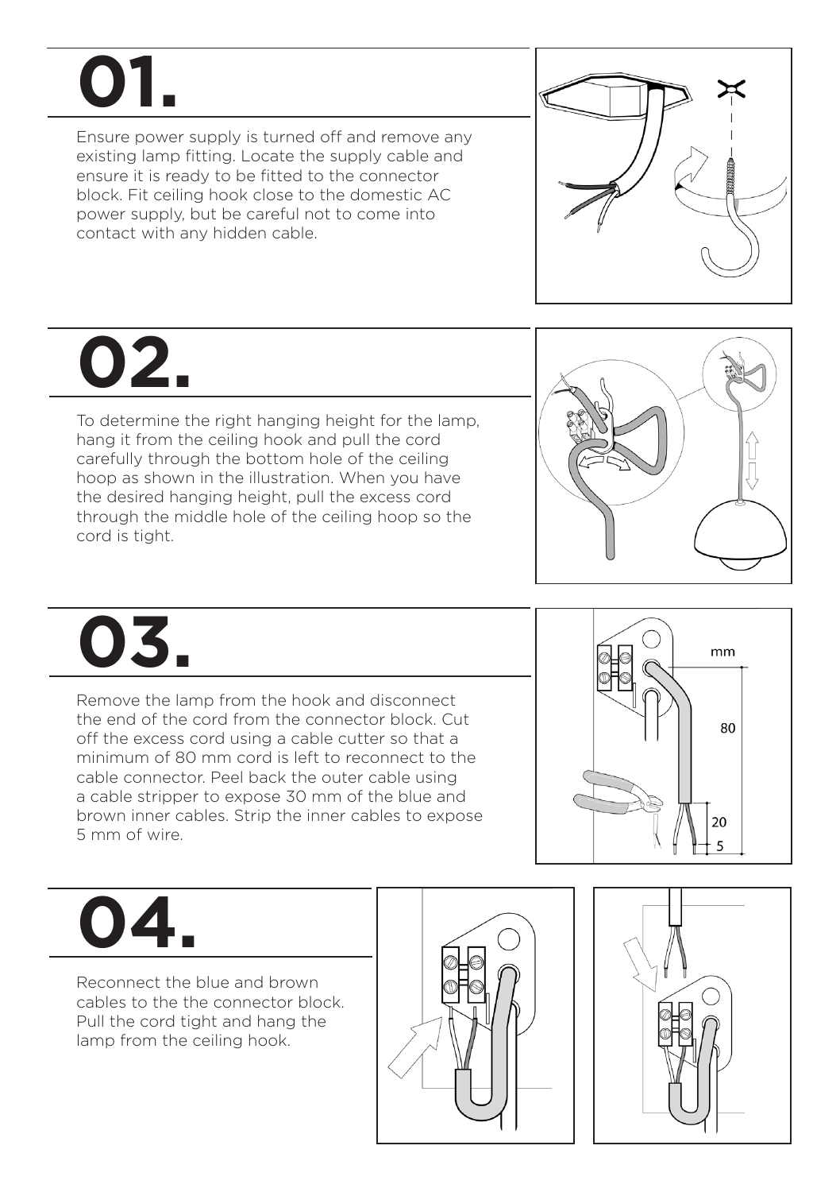# 01.

Ensure power supply is turned off and remove any existing lamp fitting. Locate the supply cable and ensure it is ready to be fitted to the connector block. Fit ceiling hook close to the domestic AC power supply, but be careful not to come into contact with any hidden cable.

# 02.

To determine the right hanging height for the lamp, hang it from the ceiling hook and pull the cord carefully through the bottom hole of the ceiling hoop as shown in the illustration. When you have the desired hanging height, pull the excess cord through the middle hole of the ceiling hoop so the cord is tight.

# 03.

Remove the lamp from the hook and disconnect the end of the cord from the connector block. Cut off the excess cord using a cable cutter so that a minimum of 80 mm cord is left to reconnect to the cable connector. Peel back the outer cable using a cable stripper to expose 30 mm of the blue and brown inner cables. Strip the inner cables to expose 5 mm of wire.

# 04.

Reconnect the blue and brown cables to the the connector block. Pull the cord tight and hang the lamp from the ceiling hook.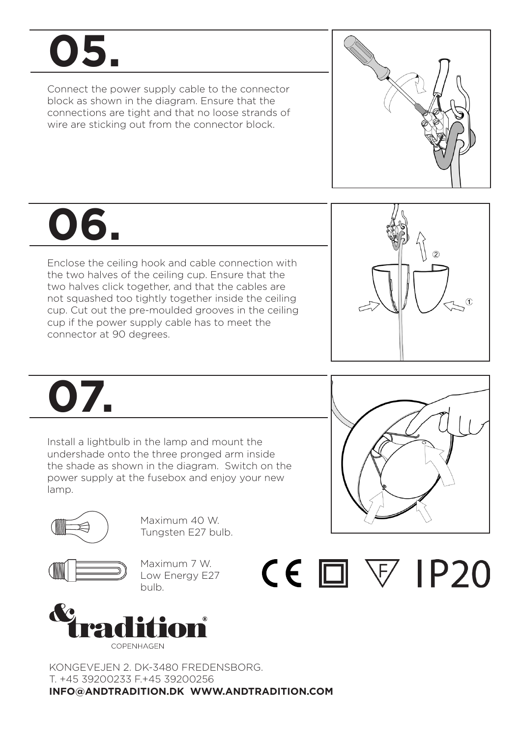# 05.

Connect the power supply cable to the connector block as shown in the diagram. Ensure that the connections are tight and that no loose strands of wire are sticking out from the connector block.

# 06.

Enclose the ceiling hook and cable connection with the two halves of the ceiling cup. Ensure that the two halves click together, and that the cables are not squashed too tightly together inside the ceiling cup. Cut out the pre-moulded grooves in the ceiling cup if the power supply cable has to meet the connector at 90 degrees.

# 07.

Install a lightbulb in the lamp and mount the undershade onto the three pronged arm inside the shade as shown in the diagram. Switch on the power supply at the fusebox and enjoy your new lamp.

Maximum 40 W.
Tungsten E27 bulb.

Maximum 7 W.
Low Energy E27 bulb.

CE IP20

&tradition®
COPENHAGEN

KONGEVEJEN 2. DK-3480 FREDENSBORG.
T. +45 39200233 F.+45 39200256
**INFO@ANDTRADITION.DK WWW.ANDTRADITION.COM**